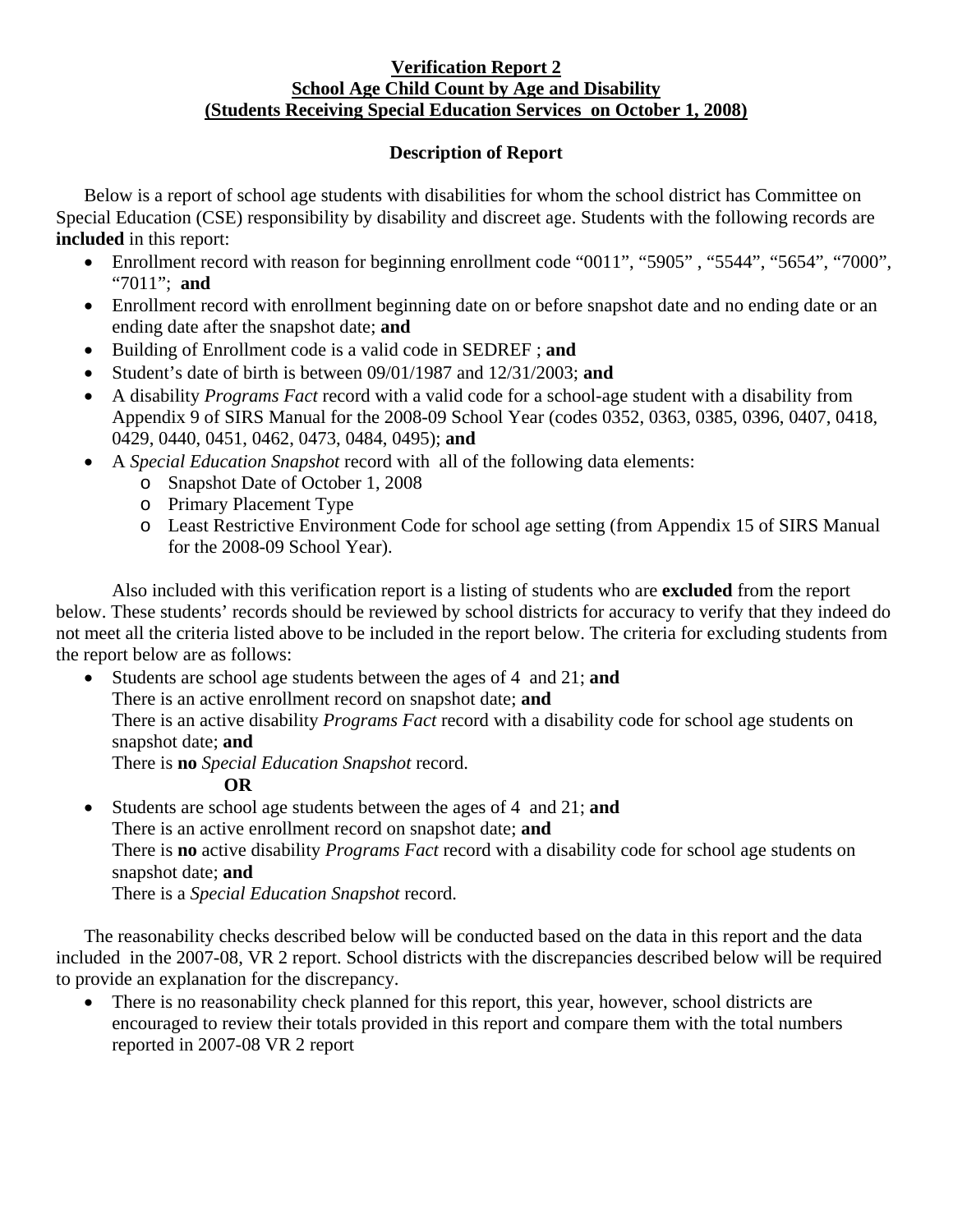**Verification Report 2**
**School Age Child Count by Age and Disability**
**(Students Receiving Special Education Services on October 1, 2008)**

**Description of Report**

Below is a report of school age students with disabilities for whom the school district has Committee on Special Education (CSE) responsibility by disability and discreet age. Students with the following records are **included** in this report:

- Enrollment record with reason for beginning enrollment code "0011", "5905" , "5544", "5654", "7000", "7011"; **and**
- Enrollment record with enrollment beginning date on or before snapshot date and no ending date or an ending date after the snapshot date; **and**
- Building of Enrollment code is a valid code in SEDREF ; **and**
- Student's date of birth is between 09/01/1987 and 12/31/2003; **and**
- A disability *Programs Fact* record with a valid code for a school-age student with a disability from Appendix 9 of SIRS Manual for the 2008-09 School Year (codes 0352, 0363, 0385, 0396, 0407, 0418, 0429, 0440, 0451, 0462, 0473, 0484, 0495); **and**
- A *Special Education Snapshot* record with all of the following data elements:
  - Snapshot Date of October 1, 2008
  - Primary Placement Type
  - Least Restrictive Environment Code for school age setting (from Appendix 15 of SIRS Manual for the 2008-09 School Year).

Also included with this verification report is a listing of students who are **excluded** from the report below. These students' records should be reviewed by school districts for accuracy to verify that they indeed do not meet all the criteria listed above to be included in the report below. The criteria for excluding students from the report below are as follows:

- Students are school age students between the ages of 4 and 21; **and**
  There is an active enrollment record on snapshot date; **and**
  There is an active disability *Programs Fact* record with a disability code for school age students on snapshot date; **and**
  There is **no** *Special Education Snapshot* record.

  **OR**

- Students are school age students between the ages of 4 and 21; **and**
  There is an active enrollment record on snapshot date; **and**
  There is **no** active disability *Programs Fact* record with a disability code for school age students on snapshot date; **and**
  There is a *Special Education Snapshot* record.

The reasonability checks described below will be conducted based on the data in this report and the data included in the 2007-08, VR 2 report. School districts with the discrepancies described below will be required to provide an explanation for the discrepancy.

- There is no reasonability check planned for this report, this year, however, school districts are encouraged to review their totals provided in this report and compare them with the total numbers reported in 2007-08 VR 2 report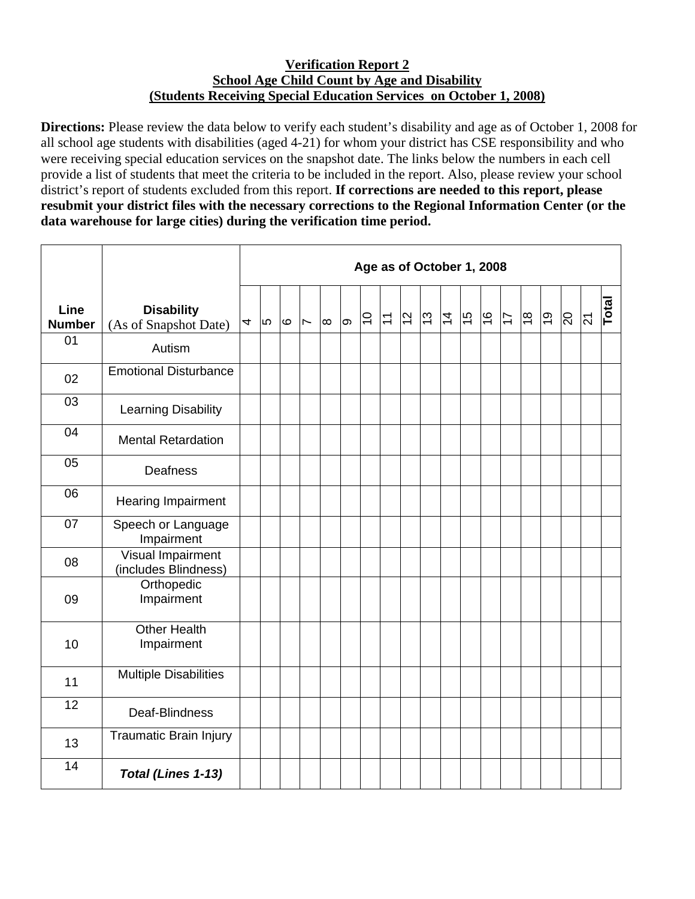**Verification Report 2**
**School Age Child Count by Age and Disability**
**(Students Receiving Special Education Services on October 1, 2008)**

**Directions:** Please review the data below to verify each student's disability and age as of October 1, 2008 for all school age students with disabilities (aged 4-21) for whom your district has CSE responsibility and who were receiving special education services on the snapshot date. The links below the numbers in each cell provide a list of students that meet the criteria to be included in the report. Also, please review your school district's report of students excluded from this report. **If corrections are needed to this report, please resubmit your district files with the necessary corrections to the Regional Information Center (or the data warehouse for large cities) during the verification time period.**

| | | Age as of October 1, 2008 | | | | | | | | | | | | | | | | | | |
|---|---|---|---|---|---|---|---|---|---|---|---|---|---|---|---|---|---|---|---|---|
| **Line Number** | **Disability** (As of Snapshot Date) | 4 | 5 | 6 | 7 | 8 | 9 | 10 | 11 | 12 | 13 | 14 | 15 | 16 | 17 | 18 | 19 | 20 | 21 | **Total** |
| 01 | Autism | | | | | | | | | | | | | | | | | | | |
| 02 | Emotional Disturbance | | | | | | | | | | | | | | | | | | | |
| 03 | Learning Disability | | | | | | | | | | | | | | | | | | | |
| 04 | Mental Retardation | | | | | | | | | | | | | | | | | | | |
| 05 | Deafness | | | | | | | | | | | | | | | | | | | |
| 06 | Hearing Impairment | | | | | | | | | | | | | | | | | | | |
| 07 | Speech or Language Impairment | | | | | | | | | | | | | | | | | | | |
| 08 | Visual Impairment (includes Blindness) | | | | | | | | | | | | | | | | | | | |
| 09 | Orthopedic Impairment | | | | | | | | | | | | | | | | | | | |
| 10 | Other Health Impairment | | | | | | | | | | | | | | | | | | | |
| 11 | Multiple Disabilities | | | | | | | | | | | | | | | | | | | |
| 12 | Deaf-Blindness | | | | | | | | | | | | | | | | | | | |
| 13 | Traumatic Brain Injury | | | | | | | | | | | | | | | | | | | |
| 14 | ***Total (Lines 1-13)*** | | | | | | | | | | | | | | | | | | | |